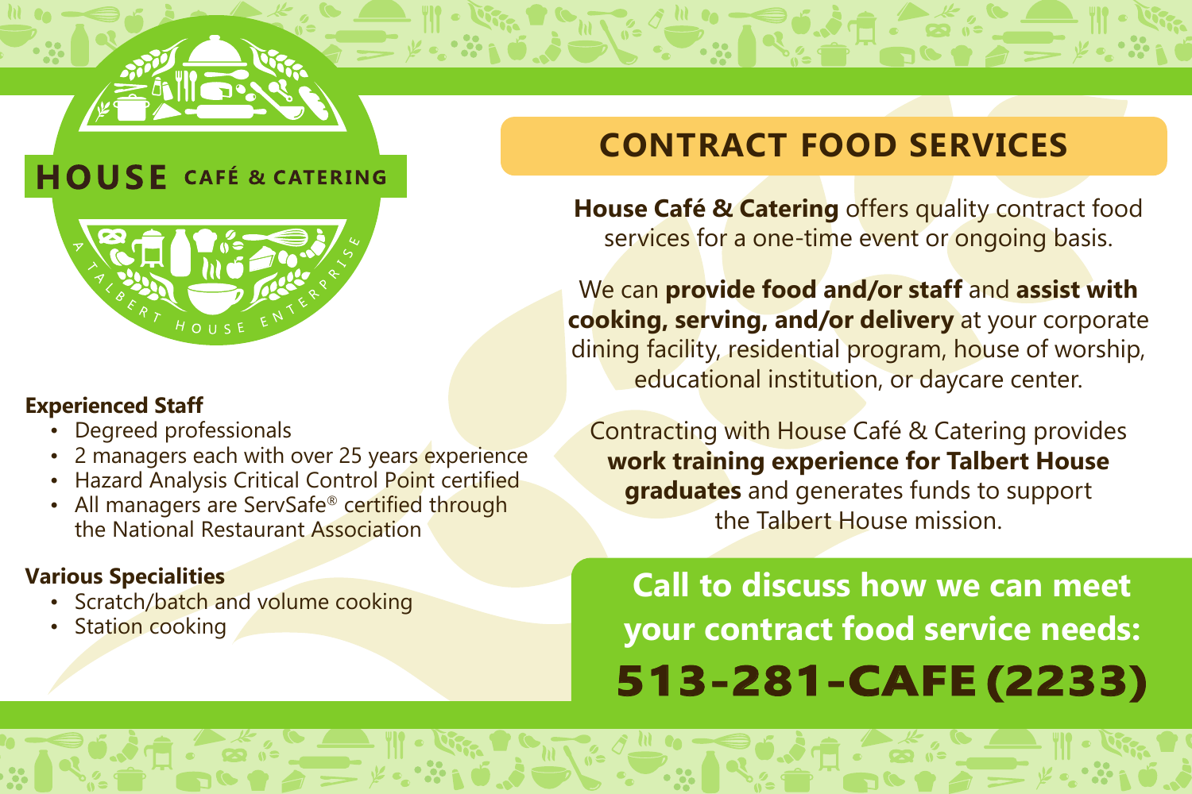# HOUSE CAFÉ & CATERING

A TALBERT HOUSE ENTERPRISE

## CONTRACT FOOD SERVICES

**House Café & Catering** offers quality contract food services for a one-time event or ongoing basis.

We can **provide food and/or staff** and **assist with cooking, serving, and/or delivery** at your corporate dining facility, residential program, house of worship, educational institution, or daycare center.

Contracting with House Café & Catering provides **work training experience for Talbert House graduates** and generates funds to support the Talbert House mission.

**Experienced Staff**

- Degreed professionals
- 2 managers each with over 25 years experience
- Hazard Analysis Critical Control Point certified
- All managers are ServSafe® certified through the National Restaurant Association

**Various Specialities**

- Scratch/batch and volume cooking
- Station cooking

**Call to discuss how we can meet your contract food service needs:**

**513-281-CAFE (2233)**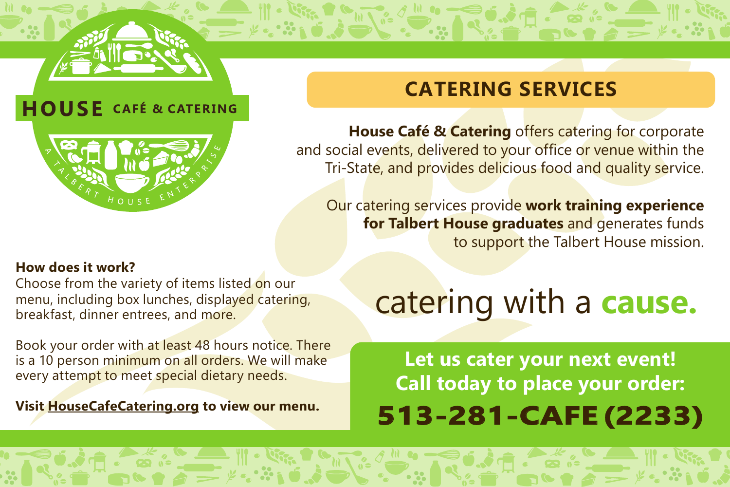# HOUSE CAFÉ & CATERING

A TALBERT HOUSE ENTERPRISE

## CATERING SERVICES

**House Café & Catering** offers catering for corporate and social events, delivered to your office or venue within the Tri-State, and provides delicious food and quality service.

Our catering services provide **work training experience for Talbert House graduates** and generates funds to support the Talbert House mission.

**How does it work?**
Choose from the variety of items listed on our menu, including box lunches, displayed catering, breakfast, dinner entrees, and more.

Book your order with at least 48 hours notice. There is a 10 person minimum on all orders. We will make every attempt to meet special dietary needs.

**Visit HouseCafeCatering.org to view our menu.**

catering with a **cause.**

**Let us cater your next event!**
**Call today to place your order:**

**513-281-CAFE (2233)**